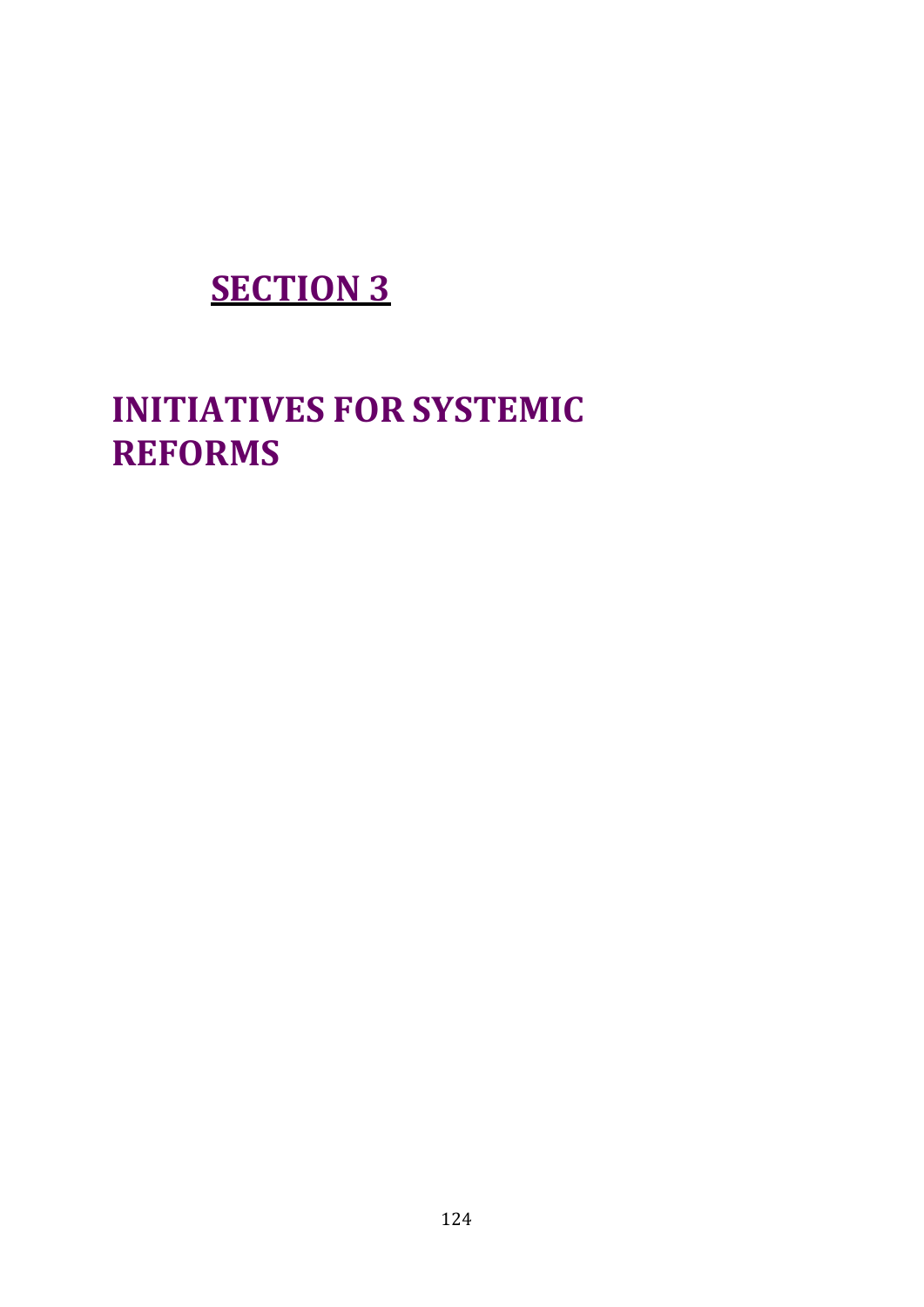# **SECTION 3**

# INITIATIVES FOR SYSTEMIC REFORMS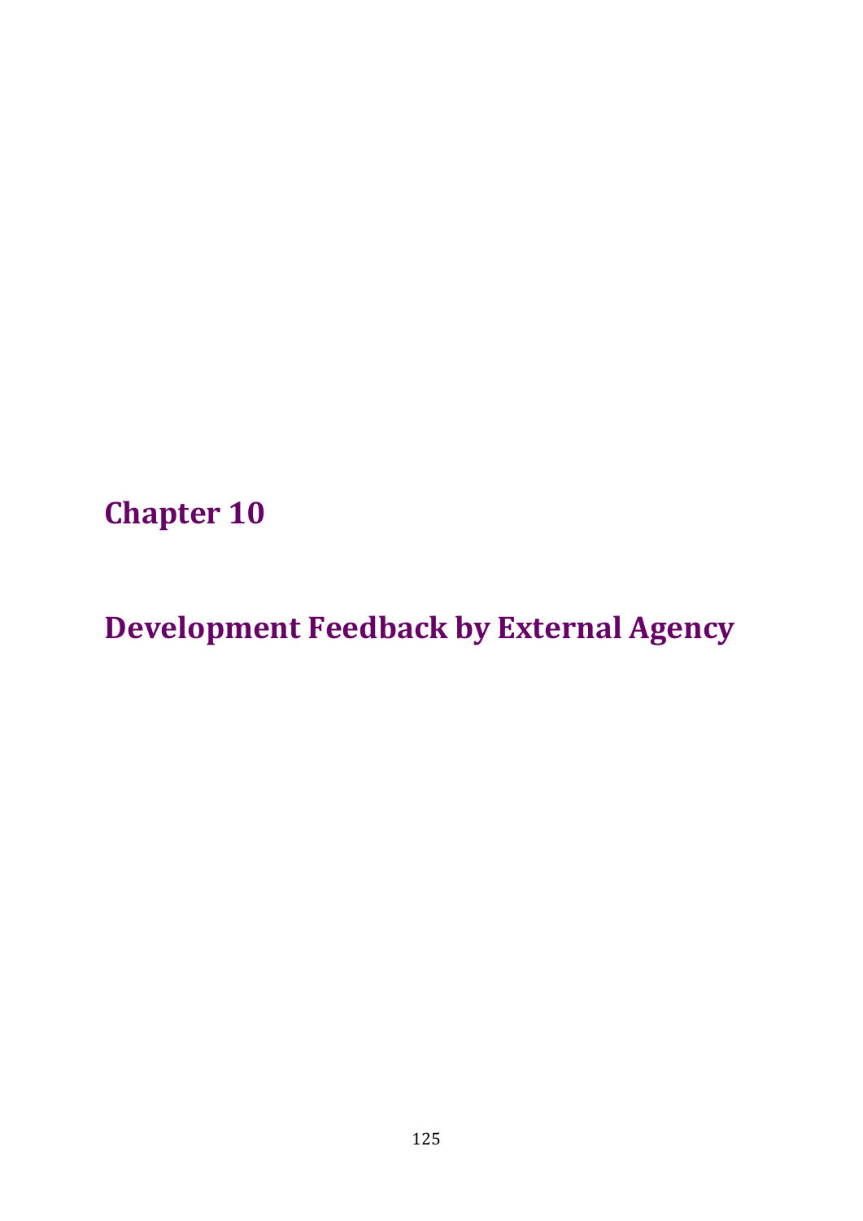# Chapter 10

# Development Feedback by External Agency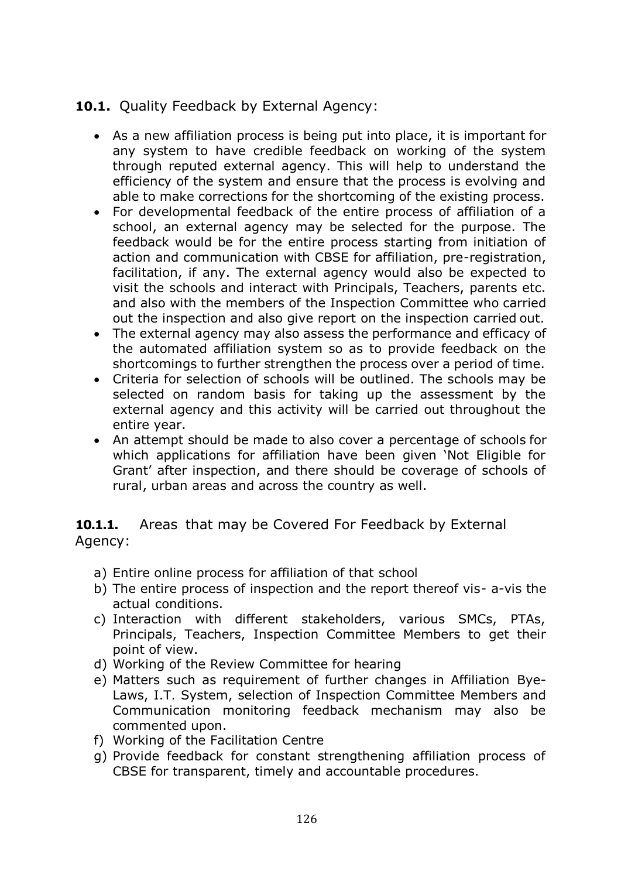## **10.1.** Quality Feedback by External Agency:

- As a new affiliation process is being put into place, it is important for any system to have credible feedback on working of the system through reputed external agency. This will help to understand the efficiency of the system and ensure that the process is evolving and able to make corrections for the shortcoming of the existing process.
- For developmental feedback of the entire process of affiliation of a school, an external agency may be selected for the purpose. The feedback would be for the entire process starting from initiation of action and communication with CBSE for affiliation, pre-registration, facilitation, if any. The external agency would also be expected to visit the schools and interact with Principals, Teachers, parents etc. and also with the members of the Inspection Committee who carried out the inspection and also give report on the inspection carried out.
- The external agency may also assess the performance and efficacy of the automated affiliation system so as to provide feedback on the shortcomings to further strengthen the process over a period of time.
- Criteria for selection of schools will be outlined. The schools may be selected on random basis for taking up the assessment by the external agency and this activity will be carried out throughout the entire year.
- An attempt should be made to also cover a percentage of schools for which applications for affiliation have been given 'Not Eligible for Grant' after inspection, and there should be coverage of schools of rural, urban areas and across the country as well.

### **10.1.1.** Areas that may be Covered For Feedback by External Agency:

a) Entire online process for affiliation of that school
b) The entire process of inspection and the report thereof vis- a-vis the actual conditions.
c) Interaction with different stakeholders, various SMCs, PTAs, Principals, Teachers, Inspection Committee Members to get their point of view.
d) Working of the Review Committee for hearing
e) Matters such as requirement of further changes in Affiliation Bye-Laws, I.T. System, selection of Inspection Committee Members and Communication monitoring feedback mechanism may also be commented upon.
f) Working of the Facilitation Centre
g) Provide feedback for constant strengthening affiliation process of CBSE for transparent, timely and accountable procedures.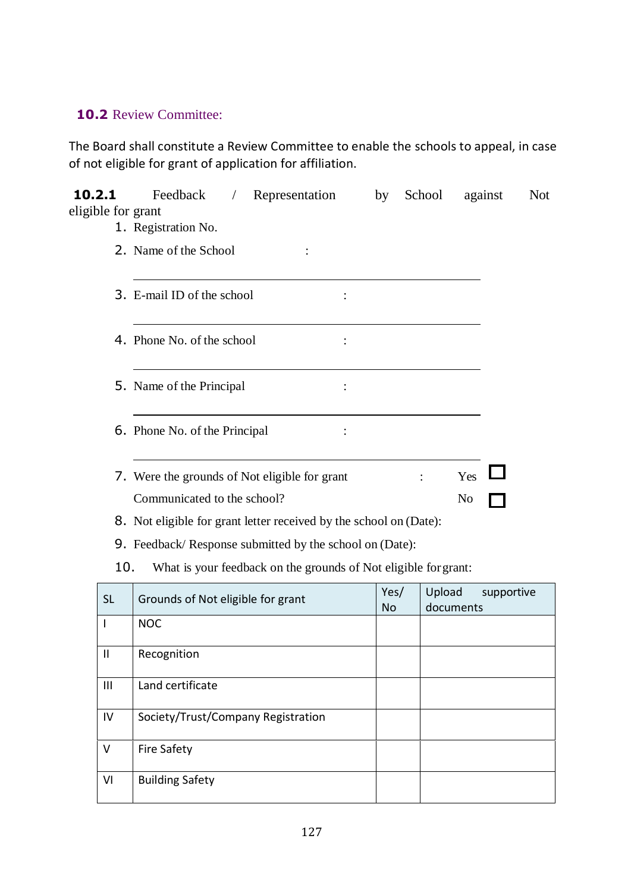### 10.2 Review Committee:

The Board shall constitute a Review Committee to enable the schools to appeal, in case of not eligible for grant of application for affiliation.

#### 10.2.1 Feedback / Representation by School against Not eligible for grant

1. Registration No.
2. Name of the School :

   ______________________________________
3. E-mail ID of the school :

   ______________________________________
4. Phone No. of the school :

   ______________________________________
5. Name of the Principal :

   ______________________________________
6. Phone No. of the Principal :

   ______________________________________
7. Were the grounds of Not eligible for grant Communicated to the school? : Yes ☐ No ☐
8. Not eligible for grant letter received by the school on (Date):
9. Feedback/ Response submitted by the school on (Date):
10. What is your feedback on the grounds of Not eligible for grant:

| SL | Grounds of Not eligible for grant | Yes/ No | Upload supportive documents |
|---|---|---|---|
| I | NOC | | |
| II | Recognition | | |
| III | Land certificate | | |
| IV | Society/Trust/Company Registration | | |
| V | Fire Safety | | |
| VI | Building Safety | | |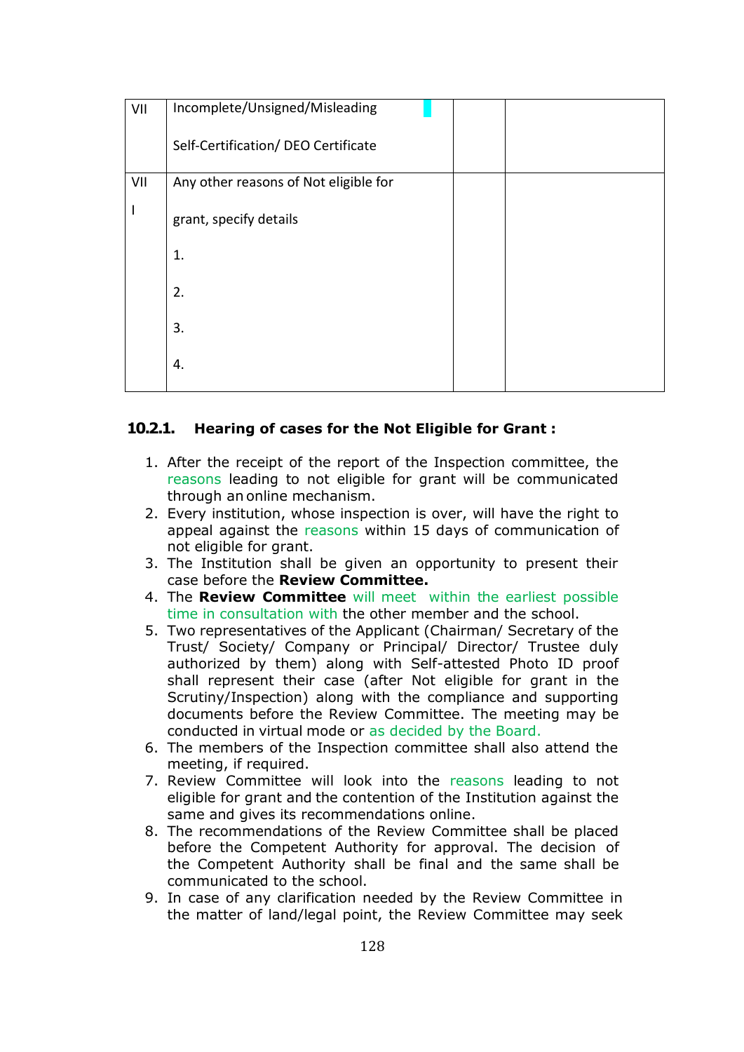| VII | Incomplete/Unsigned/Misleading<br><br>Self-Certification/ DEO Certificate | | |
|---|---|---|---|
| VIII | Any other reasons of Not eligible for grant, specify details<br><br>1.<br><br>2.<br><br>3.<br><br>4. | | |

#### 10.2.1. Hearing of cases for the Not Eligible for Grant :

1. After the receipt of the report of the Inspection committee, the reasons leading to not eligible for grant will be communicated through an online mechanism.
2. Every institution, whose inspection is over, will have the right to appeal against the reasons within 15 days of communication of not eligible for grant.
3. The Institution shall be given an opportunity to present their case before the **Review Committee.**
4. The **Review Committee** will meet within the earliest possible time in consultation with the other member and the school.
5. Two representatives of the Applicant (Chairman/ Secretary of the Trust/ Society/ Company or Principal/ Director/ Trustee duly authorized by them) along with Self-attested Photo ID proof shall represent their case (after Not eligible for grant in the Scrutiny/Inspection) along with the compliance and supporting documents before the Review Committee. The meeting may be conducted in virtual mode or as decided by the Board.
6. The members of the Inspection committee shall also attend the meeting, if required.
7. Review Committee will look into the reasons leading to not eligible for grant and the contention of the Institution against the same and gives its recommendations online.
8. The recommendations of the Review Committee shall be placed before the Competent Authority for approval. The decision of the Competent Authority shall be final and the same shall be communicated to the school.
9. In case of any clarification needed by the Review Committee in the matter of land/legal point, the Review Committee may seek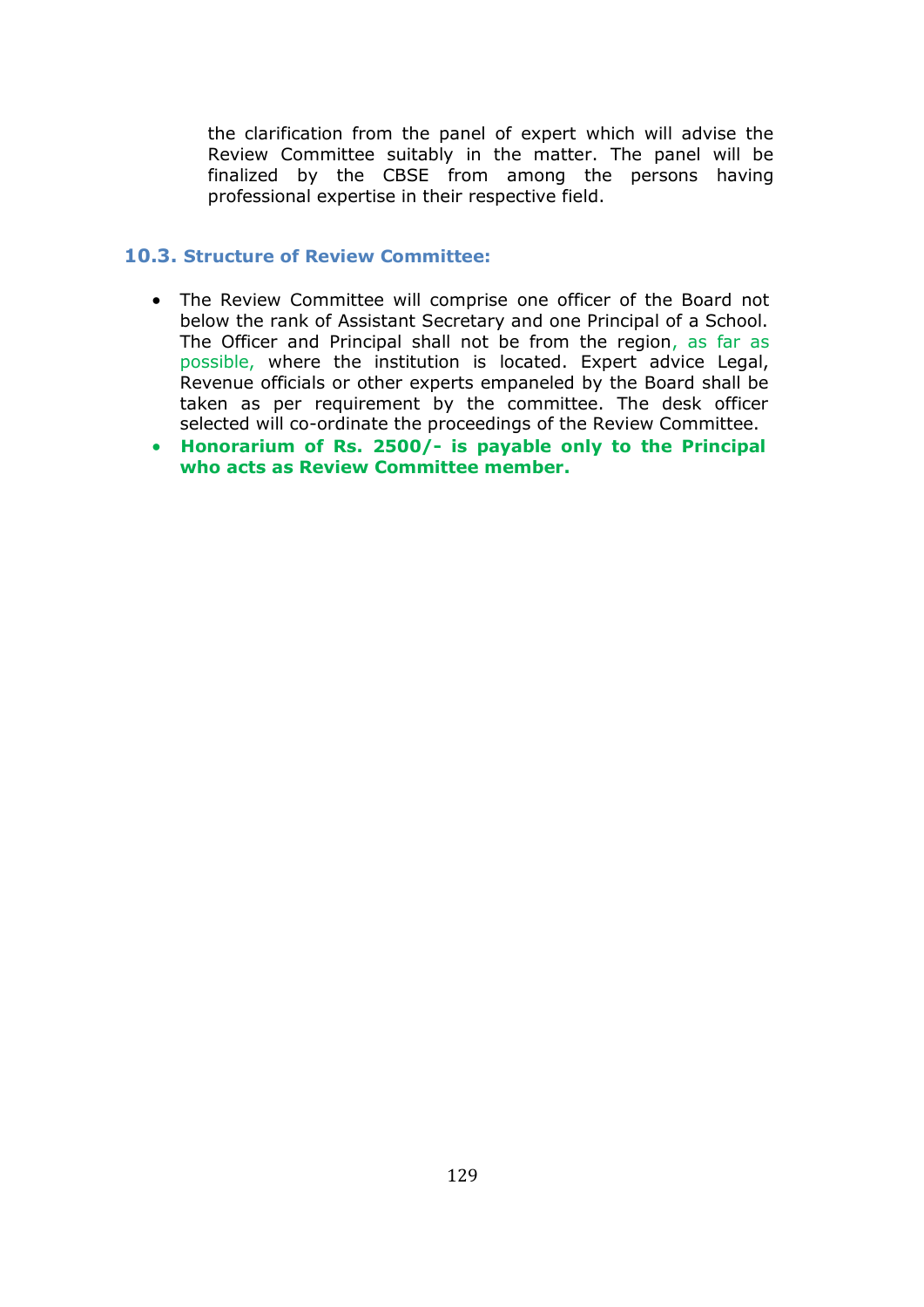the clarification from the panel of expert which will advise the Review Committee suitably in the matter. The panel will be finalized by the CBSE from among the persons having professional expertise in their respective field.

### 10.3. Structure of Review Committee:

- The Review Committee will comprise one officer of the Board not below the rank of Assistant Secretary and one Principal of a School. The Officer and Principal shall not be from the region, as far as possible, where the institution is located. Expert advice Legal, Revenue officials or other experts empaneled by the Board shall be taken as per requirement by the committee. The desk officer selected will co-ordinate the proceedings of the Review Committee.
- **Honorarium of Rs. 2500/- is payable only to the Principal who acts as Review Committee member.**